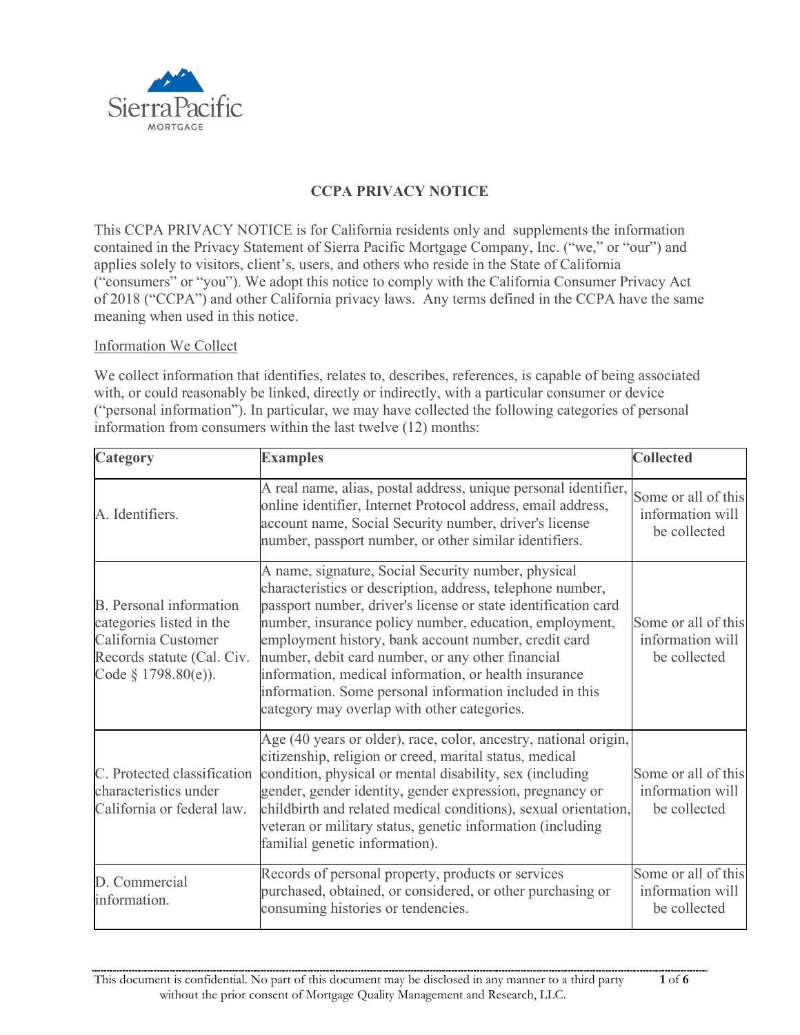# CCPA PRIVACY NOTICE

This CCPA PRIVACY NOTICE is for California residents only and supplements the information contained in the Privacy Statement of Sierra Pacific Mortgage Company, Inc. ("we," or "our") and applies solely to visitors, client's, users, and others who reside in the State of California ("consumers" or "you"). We adopt this notice to comply with the California Consumer Privacy Act of 2018 ("CCPA") and other California privacy laws. Any terms defined in the CCPA have the same meaning when used in this notice.

## Information We Collect

We collect information that identifies, relates to, describes, references, is capable of being associated with, or could reasonably be linked, directly or indirectly, with a particular consumer or device ("personal information"). In particular, we may have collected the following categories of personal information from consumers within the last twelve (12) months:

| Category | Examples | Collected |
|---|---|---|
| A. Identifiers. | A real name, alias, postal address, unique personal identifier, online identifier, Internet Protocol address, email address, account name, Social Security number, driver's license number, passport number, or other similar identifiers. | Some or all of this information will be collected |
| B. Personal information categories listed in the California Customer Records statute (Cal. Civ. Code § 1798.80(e)). | A name, signature, Social Security number, physical characteristics or description, address, telephone number, passport number, driver's license or state identification card number, insurance policy number, education, employment, employment history, bank account number, credit card number, debit card number, or any other financial information, medical information, or health insurance information. Some personal information included in this category may overlap with other categories. | Some or all of this information will be collected |
| C. Protected classification characteristics under California or federal law. | Age (40 years or older), race, color, ancestry, national origin, citizenship, religion or creed, marital status, medical condition, physical or mental disability, sex (including gender, gender identity, gender expression, pregnancy or childbirth and related medical conditions), sexual orientation, veteran or military status, genetic information (including familial genetic information). | Some or all of this information will be collected |
| D. Commercial information. | Records of personal property, products or services purchased, obtained, or considered, or other purchasing or consuming histories or tendencies. | Some or all of this information will be collected |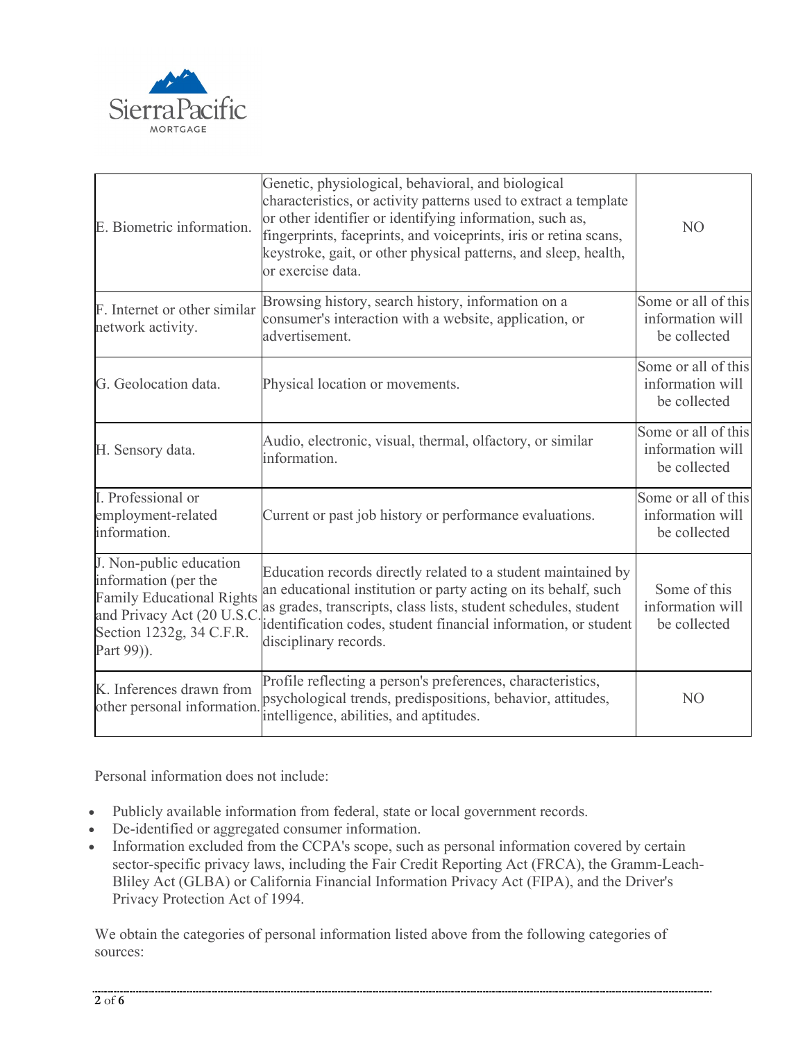| | | |
|---|---|---|
| E. Biometric information. | Genetic, physiological, behavioral, and biological characteristics, or activity patterns used to extract a template or other identifier or identifying information, such as, fingerprints, faceprints, and voiceprints, iris or retina scans, keystroke, gait, or other physical patterns, and sleep, health, or exercise data. | NO |
| F. Internet or other similar network activity. | Browsing history, search history, information on a consumer's interaction with a website, application, or advertisement. | Some or all of this information will be collected |
| G. Geolocation data. | Physical location or movements. | Some or all of this information will be collected |
| H. Sensory data. | Audio, electronic, visual, thermal, olfactory, or similar information. | Some or all of this information will be collected |
| I. Professional or employment-related information. | Current or past job history or performance evaluations. | Some or all of this information will be collected |
| J. Non-public education information (per the Family Educational Rights and Privacy Act (20 U.S.C. Section 1232g, 34 C.F.R. Part 99)). | Education records directly related to a student maintained by an educational institution or party acting on its behalf, such as grades, transcripts, class lists, student schedules, student identification codes, student financial information, or student disciplinary records. | Some of this information will be collected |
| K. Inferences drawn from other personal information. | Profile reflecting a person's preferences, characteristics, psychological trends, predispositions, behavior, attitudes, intelligence, abilities, and aptitudes. | NO |

Personal information does not include:

- Publicly available information from federal, state or local government records.
- De-identified or aggregated consumer information.
- Information excluded from the CCPA's scope, such as personal information covered by certain sector-specific privacy laws, including the Fair Credit Reporting Act (FRCA), the Gramm-Leach-Bliley Act (GLBA) or California Financial Information Privacy Act (FIPA), and the Driver's Privacy Protection Act of 1994.

We obtain the categories of personal information listed above from the following categories of sources: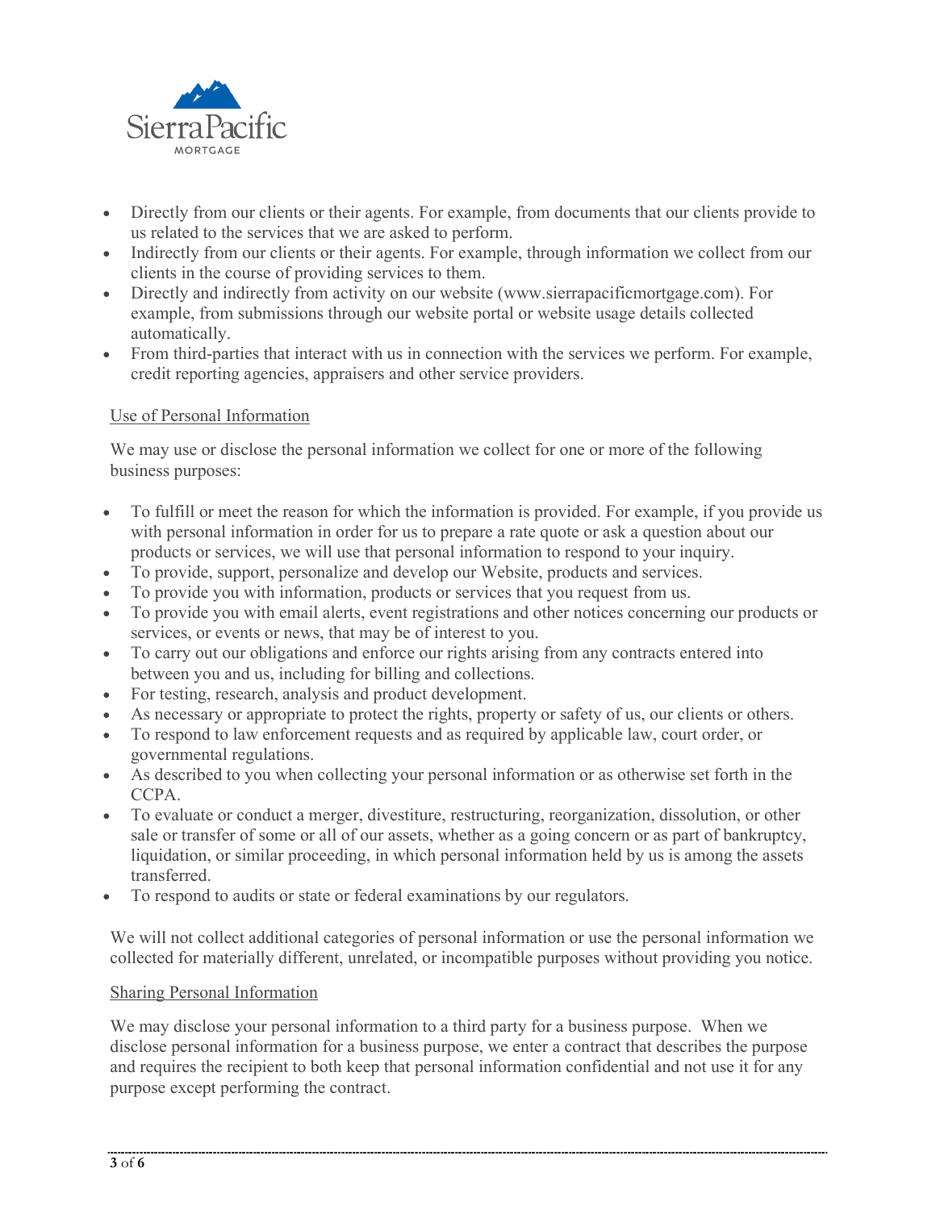- Directly from our clients or their agents. For example, from documents that our clients provide to us related to the services that we are asked to perform.
- Indirectly from our clients or their agents. For example, through information we collect from our clients in the course of providing services to them.
- Directly and indirectly from activity on our website (www.sierrapacificmortgage.com). For example, from submissions through our website portal or website usage details collected automatically.
- From third-parties that interact with us in connection with the services we perform. For example, credit reporting agencies, appraisers and other service providers.

Use of Personal Information

We may use or disclose the personal information we collect for one or more of the following business purposes:

- To fulfill or meet the reason for which the information is provided. For example, if you provide us with personal information in order for us to prepare a rate quote or ask a question about our products or services, we will use that personal information to respond to your inquiry.
- To provide, support, personalize and develop our Website, products and services.
- To provide you with information, products or services that you request from us.
- To provide you with email alerts, event registrations and other notices concerning our products or services, or events or news, that may be of interest to you.
- To carry out our obligations and enforce our rights arising from any contracts entered into between you and us, including for billing and collections.
- For testing, research, analysis and product development.
- As necessary or appropriate to protect the rights, property or safety of us, our clients or others.
- To respond to law enforcement requests and as required by applicable law, court order, or governmental regulations.
- As described to you when collecting your personal information or as otherwise set forth in the CCPA.
- To evaluate or conduct a merger, divestiture, restructuring, reorganization, dissolution, or other sale or transfer of some or all of our assets, whether as a going concern or as part of bankruptcy, liquidation, or similar proceeding, in which personal information held by us is among the assets transferred.
- To respond to audits or state or federal examinations by our regulators.

We will not collect additional categories of personal information or use the personal information we collected for materially different, unrelated, or incompatible purposes without providing you notice.

Sharing Personal Information

We may disclose your personal information to a third party for a business purpose. When we disclose personal information for a business purpose, we enter a contract that describes the purpose and requires the recipient to both keep that personal information confidential and not use it for any purpose except performing the contract.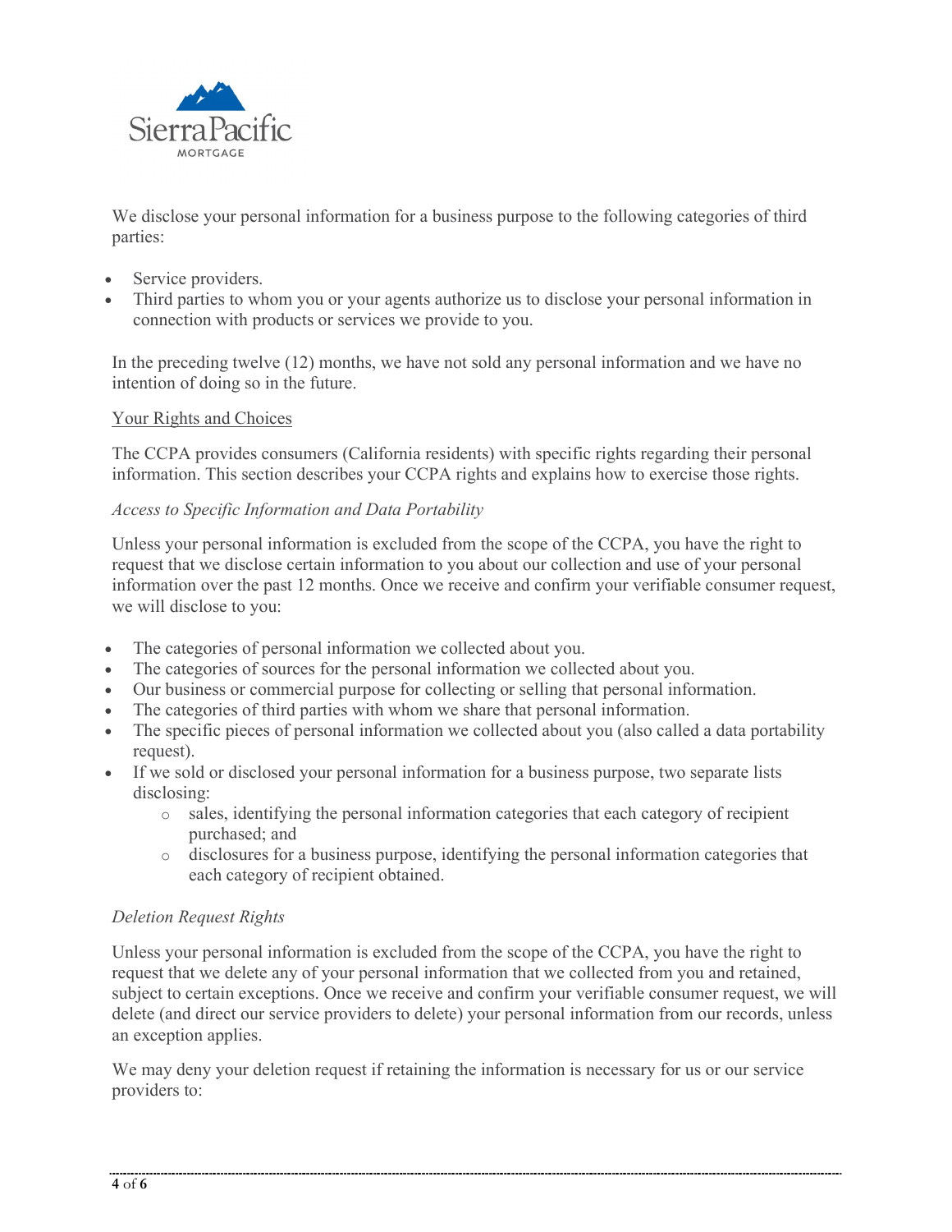We disclose your personal information for a business purpose to the following categories of third parties:

- Service providers.
- Third parties to whom you or your agents authorize us to disclose your personal information in connection with products or services we provide to you.

In the preceding twelve (12) months, we have not sold any personal information and we have no intention of doing so in the future.

<u>Your Rights and Choices</u>

The CCPA provides consumers (California residents) with specific rights regarding their personal information. This section describes your CCPA rights and explains how to exercise those rights.

*Access to Specific Information and Data Portability*

Unless your personal information is excluded from the scope of the CCPA, you have the right to request that we disclose certain information to you about our collection and use of your personal information over the past 12 months. Once we receive and confirm your verifiable consumer request, we will disclose to you:

- The categories of personal information we collected about you.
- The categories of sources for the personal information we collected about you.
- Our business or commercial purpose for collecting or selling that personal information.
- The categories of third parties with whom we share that personal information.
- The specific pieces of personal information we collected about you (also called a data portability request).
- If we sold or disclosed your personal information for a business purpose, two separate lists disclosing:
  - sales, identifying the personal information categories that each category of recipient purchased; and
  - disclosures for a business purpose, identifying the personal information categories that each category of recipient obtained.

*Deletion Request Rights*

Unless your personal information is excluded from the scope of the CCPA, you have the right to request that we delete any of your personal information that we collected from you and retained, subject to certain exceptions. Once we receive and confirm your verifiable consumer request, we will delete (and direct our service providers to delete) your personal information from our records, unless an exception applies.

We may deny your deletion request if retaining the information is necessary for us or our service providers to: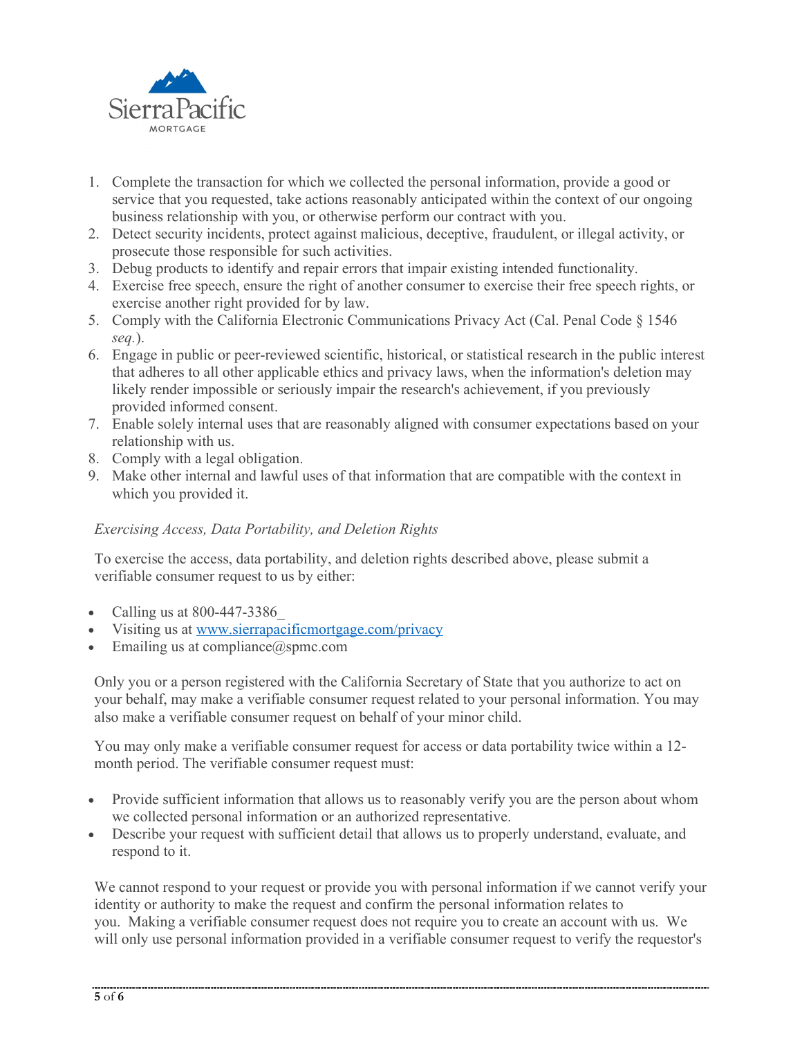1. Complete the transaction for which we collected the personal information, provide a good or service that you requested, take actions reasonably anticipated within the context of our ongoing business relationship with you, or otherwise perform our contract with you.
2. Detect security incidents, protect against malicious, deceptive, fraudulent, or illegal activity, or prosecute those responsible for such activities.
3. Debug products to identify and repair errors that impair existing intended functionality.
4. Exercise free speech, ensure the right of another consumer to exercise their free speech rights, or exercise another right provided for by law.
5. Comply with the California Electronic Communications Privacy Act (Cal. Penal Code § 1546 *seq.*).
6. Engage in public or peer-reviewed scientific, historical, or statistical research in the public interest that adheres to all other applicable ethics and privacy laws, when the information's deletion may likely render impossible or seriously impair the research's achievement, if you previously provided informed consent.
7. Enable solely internal uses that are reasonably aligned with consumer expectations based on your relationship with us.
8. Comply with a legal obligation.
9. Make other internal and lawful uses of that information that are compatible with the context in which you provided it.

*Exercising Access, Data Portability, and Deletion Rights*

To exercise the access, data portability, and deletion rights described above, please submit a verifiable consumer request to us by either:

- Calling us at 800-447-3386_
- Visiting us at www.sierrapacificmortgage.com/privacy
- Emailing us at compliance@spmc.com

Only you or a person registered with the California Secretary of State that you authorize to act on your behalf, may make a verifiable consumer request related to your personal information. You may also make a verifiable consumer request on behalf of your minor child.

You may only make a verifiable consumer request for access or data portability twice within a 12-month period. The verifiable consumer request must:

- Provide sufficient information that allows us to reasonably verify you are the person about whom we collected personal information or an authorized representative.
- Describe your request with sufficient detail that allows us to properly understand, evaluate, and respond to it.

We cannot respond to your request or provide you with personal information if we cannot verify your identity or authority to make the request and confirm the personal information relates to you. Making a verifiable consumer request does not require you to create an account with us. We will only use personal information provided in a verifiable consumer request to verify the requestor's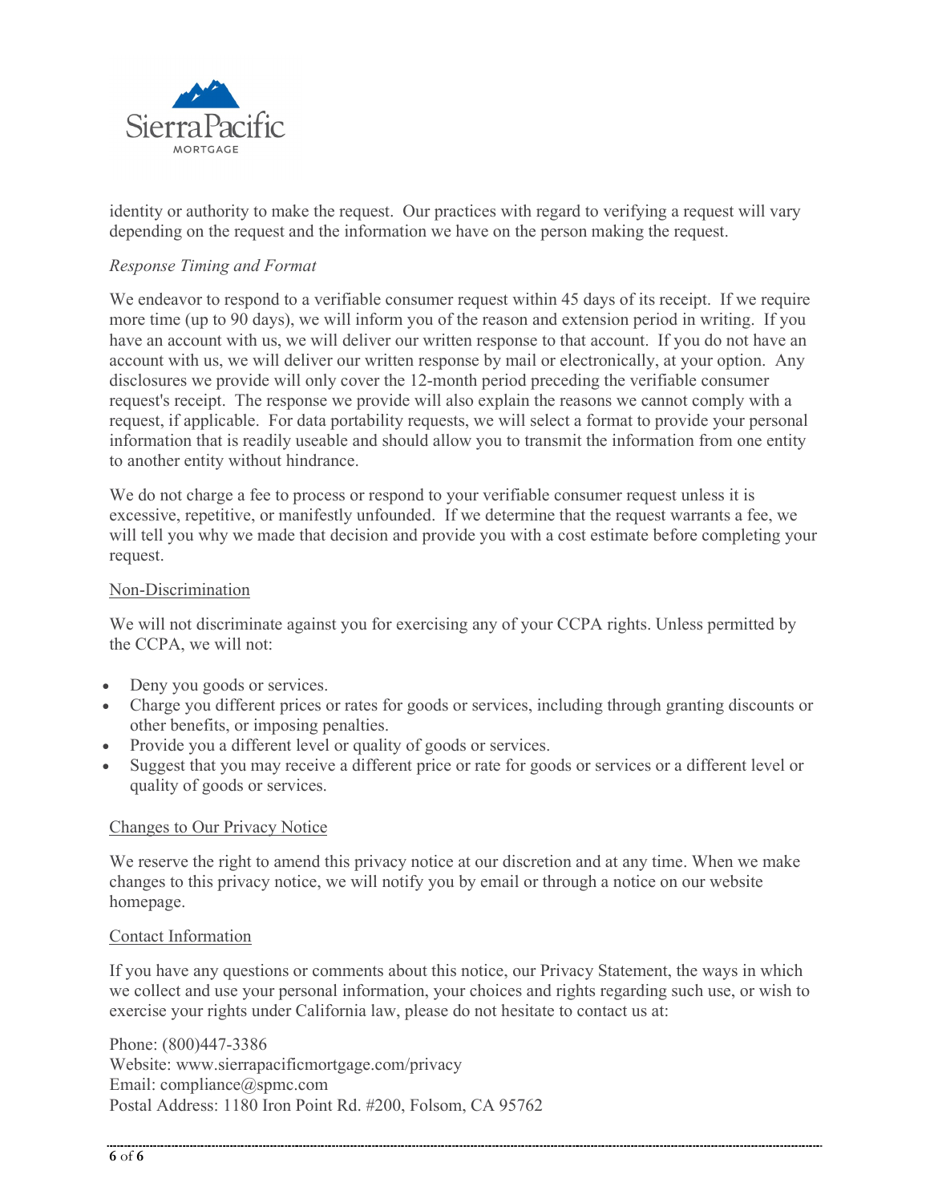identity or authority to make the request. Our practices with regard to verifying a request will vary depending on the request and the information we have on the person making the request.

*Response Timing and Format*

We endeavor to respond to a verifiable consumer request within 45 days of its receipt. If we require more time (up to 90 days), we will inform you of the reason and extension period in writing. If you have an account with us, we will deliver our written response to that account. If you do not have an account with us, we will deliver our written response by mail or electronically, at your option. Any disclosures we provide will only cover the 12-month period preceding the verifiable consumer request's receipt. The response we provide will also explain the reasons we cannot comply with a request, if applicable. For data portability requests, we will select a format to provide your personal information that is readily useable and should allow you to transmit the information from one entity to another entity without hindrance.

We do not charge a fee to process or respond to your verifiable consumer request unless it is excessive, repetitive, or manifestly unfounded. If we determine that the request warrants a fee, we will tell you why we made that decision and provide you with a cost estimate before completing your request.

## Non-Discrimination

We will not discriminate against you for exercising any of your CCPA rights. Unless permitted by the CCPA, we will not:

- Deny you goods or services.
- Charge you different prices or rates for goods or services, including through granting discounts or other benefits, or imposing penalties.
- Provide you a different level or quality of goods or services.
- Suggest that you may receive a different price or rate for goods or services or a different level or quality of goods or services.

## Changes to Our Privacy Notice

We reserve the right to amend this privacy notice at our discretion and at any time. When we make changes to this privacy notice, we will notify you by email or through a notice on our website homepage.

## Contact Information

If you have any questions or comments about this notice, our Privacy Statement, the ways in which we collect and use your personal information, your choices and rights regarding such use, or wish to exercise your rights under California law, please do not hesitate to contact us at:

Phone: (800)447-3386
Website: www.sierrapacificmortgage.com/privacy
Email: compliance@spmc.com
Postal Address: 1180 Iron Point Rd. #200, Folsom, CA 95762